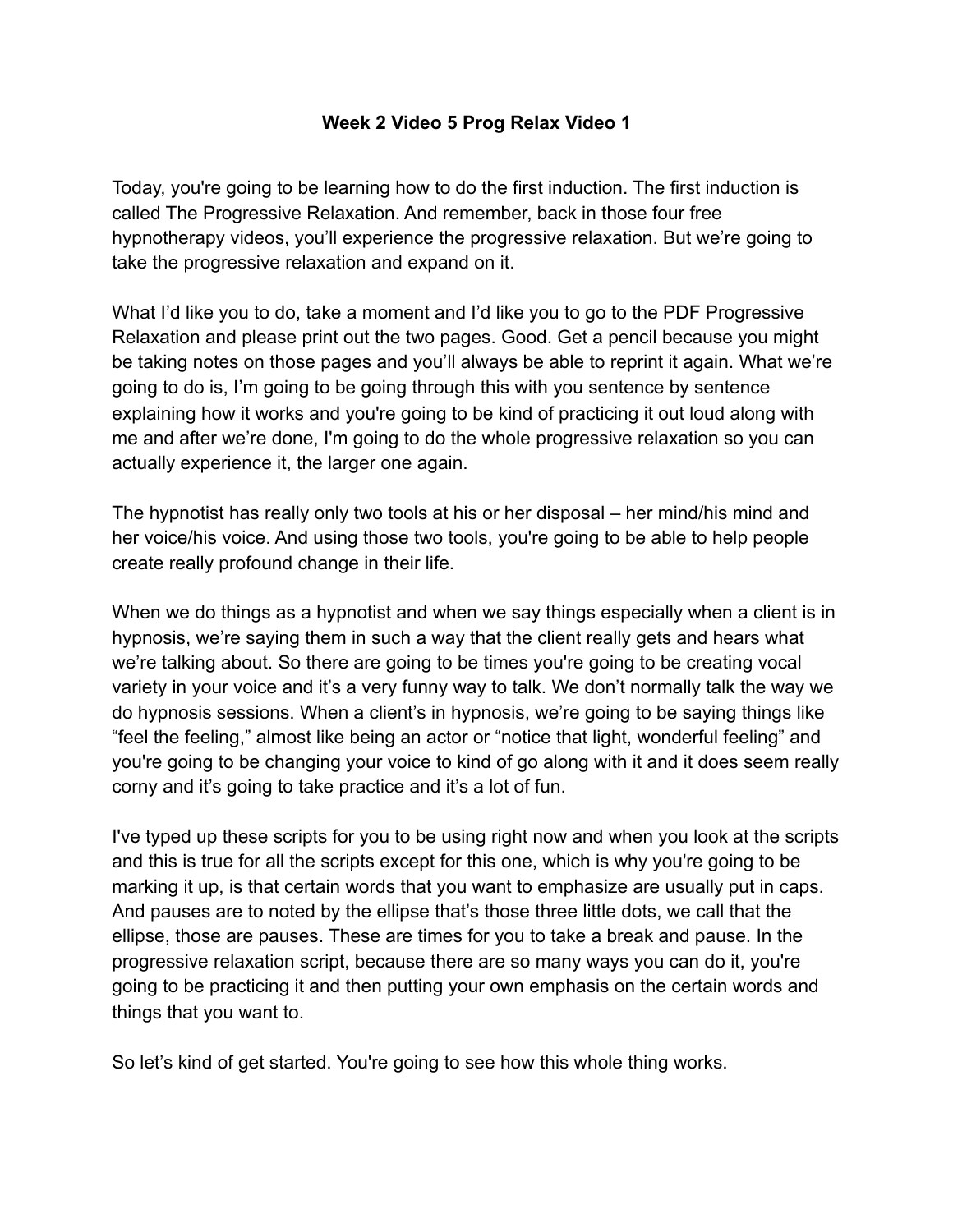# Week 2 Video 5 Prog Relax Video 1

Today, you're going to be learning how to do the first induction. The first induction is called The Progressive Relaxation. And remember, back in those four free hypnotherapy videos, you'll experience the progressive relaxation. But we're going to take the progressive relaxation and expand on it.

What I'd like you to do, take a moment and I'd like you to go to the PDF Progressive Relaxation and please print out the two pages. Good. Get a pencil because you might be taking notes on those pages and you'll always be able to reprint it again. What we're going to do is, I'm going to be going through this with you sentence by sentence explaining how it works and you're going to be kind of practicing it out loud along with me and after we're done, I'm going to do the whole progressive relaxation so you can actually experience it, the larger one again.

The hypnotist has really only two tools at his or her disposal – her mind/his mind and her voice/his voice. And using those two tools, you're going to be able to help people create really profound change in their life.

When we do things as a hypnotist and when we say things especially when a client is in hypnosis, we're saying them in such a way that the client really gets and hears what we're talking about. So there are going to be times you're going to be creating vocal variety in your voice and it's a very funny way to talk. We don't normally talk the way we do hypnosis sessions. When a client's in hypnosis, we're going to be saying things like "feel the feeling," almost like being an actor or "notice that light, wonderful feeling" and you're going to be changing your voice to kind of go along with it and it does seem really corny and it's going to take practice and it's a lot of fun.

I've typed up these scripts for you to be using right now and when you look at the scripts and this is true for all the scripts except for this one, which is why you're going to be marking it up, is that certain words that you want to emphasize are usually put in caps. And pauses are to noted by the ellipse that's those three little dots, we call that the ellipse, those are pauses. These are times for you to take a break and pause. In the progressive relaxation script, because there are so many ways you can do it, you're going to be practicing it and then putting your own emphasis on the certain words and things that you want to.

So let's kind of get started. You're going to see how this whole thing works.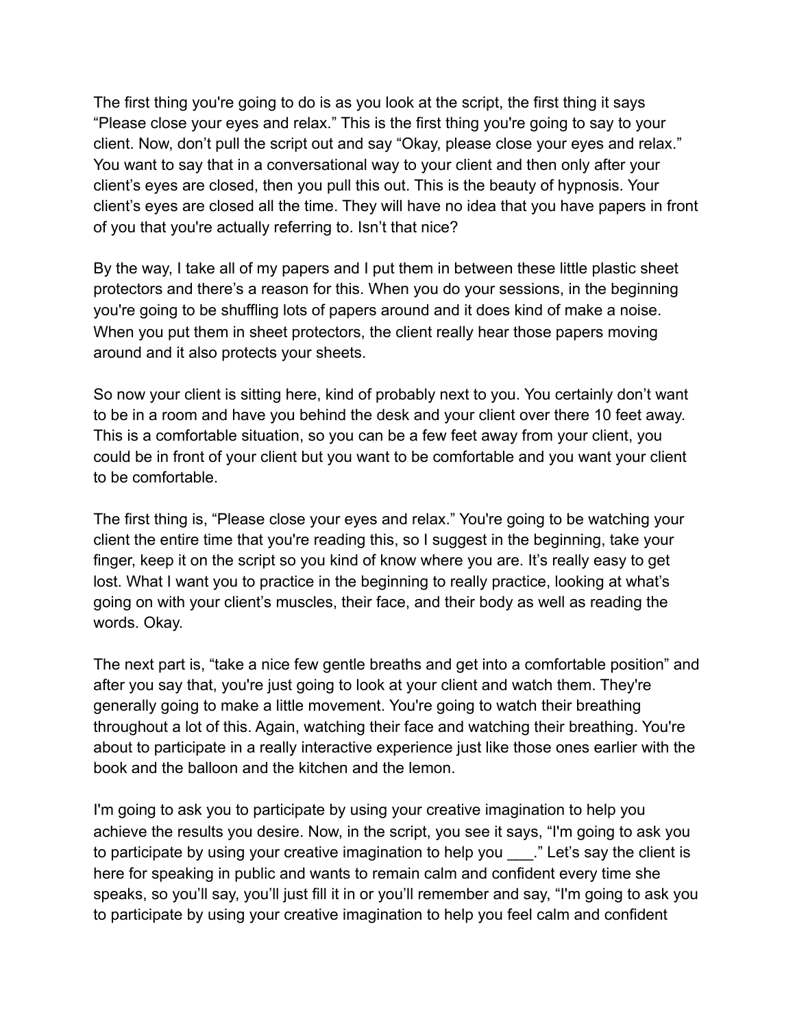The first thing you're going to do is as you look at the script, the first thing it says "Please close your eyes and relax." This is the first thing you're going to say to your client. Now, don't pull the script out and say "Okay, please close your eyes and relax." You want to say that in a conversational way to your client and then only after your client's eyes are closed, then you pull this out. This is the beauty of hypnosis. Your client's eyes are closed all the time. They will have no idea that you have papers in front of you that you're actually referring to. Isn't that nice?

By the way, I take all of my papers and I put them in between these little plastic sheet protectors and there's a reason for this. When you do your sessions, in the beginning you're going to be shuffling lots of papers around and it does kind of make a noise. When you put them in sheet protectors, the client really hear those papers moving around and it also protects your sheets.

So now your client is sitting here, kind of probably next to you. You certainly don't want to be in a room and have you behind the desk and your client over there 10 feet away. This is a comfortable situation, so you can be a few feet away from your client, you could be in front of your client but you want to be comfortable and you want your client to be comfortable.

The first thing is, "Please close your eyes and relax." You're going to be watching your client the entire time that you're reading this, so I suggest in the beginning, take your finger, keep it on the script so you kind of know where you are. It's really easy to get lost. What I want you to practice in the beginning to really practice, looking at what's going on with your client's muscles, their face, and their body as well as reading the words. Okay.

The next part is, "take a nice few gentle breaths and get into a comfortable position" and after you say that, you're just going to look at your client and watch them. They're generally going to make a little movement. You're going to watch their breathing throughout a lot of this. Again, watching their face and watching their breathing. You're about to participate in a really interactive experience just like those ones earlier with the book and the balloon and the kitchen and the lemon.

I'm going to ask you to participate by using your creative imagination to help you achieve the results you desire. Now, in the script, you see it says, "I'm going to ask you to participate by using your creative imagination to help you ___." Let's say the client is here for speaking in public and wants to remain calm and confident every time she speaks, so you'll say, you'll just fill it in or you'll remember and say, "I'm going to ask you to participate by using your creative imagination to help you feel calm and confident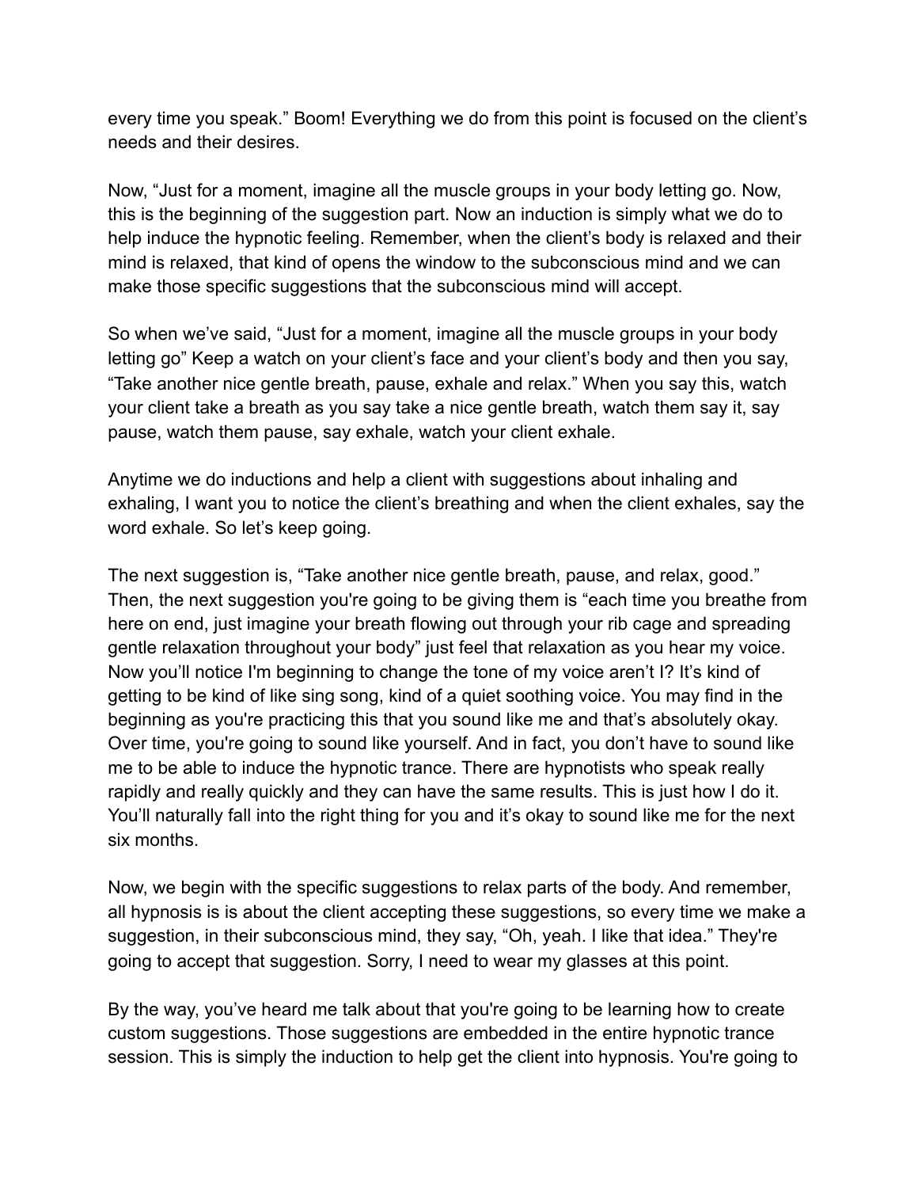every time you speak." Boom! Everything we do from this point is focused on the client's needs and their desires.

Now, "Just for a moment, imagine all the muscle groups in your body letting go. Now, this is the beginning of the suggestion part. Now an induction is simply what we do to help induce the hypnotic feeling. Remember, when the client's body is relaxed and their mind is relaxed, that kind of opens the window to the subconscious mind and we can make those specific suggestions that the subconscious mind will accept.

So when we've said, "Just for a moment, imagine all the muscle groups in your body letting go" Keep a watch on your client's face and your client's body and then you say, "Take another nice gentle breath, pause, exhale and relax." When you say this, watch your client take a breath as you say take a nice gentle breath, watch them say it, say pause, watch them pause, say exhale, watch your client exhale.

Anytime we do inductions and help a client with suggestions about inhaling and exhaling, I want you to notice the client's breathing and when the client exhales, say the word exhale. So let's keep going.

The next suggestion is, "Take another nice gentle breath, pause, and relax, good." Then, the next suggestion you're going to be giving them is "each time you breathe from here on end, just imagine your breath flowing out through your rib cage and spreading gentle relaxation throughout your body" just feel that relaxation as you hear my voice. Now you'll notice I'm beginning to change the tone of my voice aren't I? It's kind of getting to be kind of like sing song, kind of a quiet soothing voice. You may find in the beginning as you're practicing this that you sound like me and that's absolutely okay. Over time, you're going to sound like yourself. And in fact, you don't have to sound like me to be able to induce the hypnotic trance. There are hypnotists who speak really rapidly and really quickly and they can have the same results. This is just how I do it. You'll naturally fall into the right thing for you and it's okay to sound like me for the next six months.

Now, we begin with the specific suggestions to relax parts of the body. And remember, all hypnosis is is about the client accepting these suggestions, so every time we make a suggestion, in their subconscious mind, they say, "Oh, yeah. I like that idea." They're going to accept that suggestion. Sorry, I need to wear my glasses at this point.

By the way, you've heard me talk about that you're going to be learning how to create custom suggestions. Those suggestions are embedded in the entire hypnotic trance session. This is simply the induction to help get the client into hypnosis. You're going to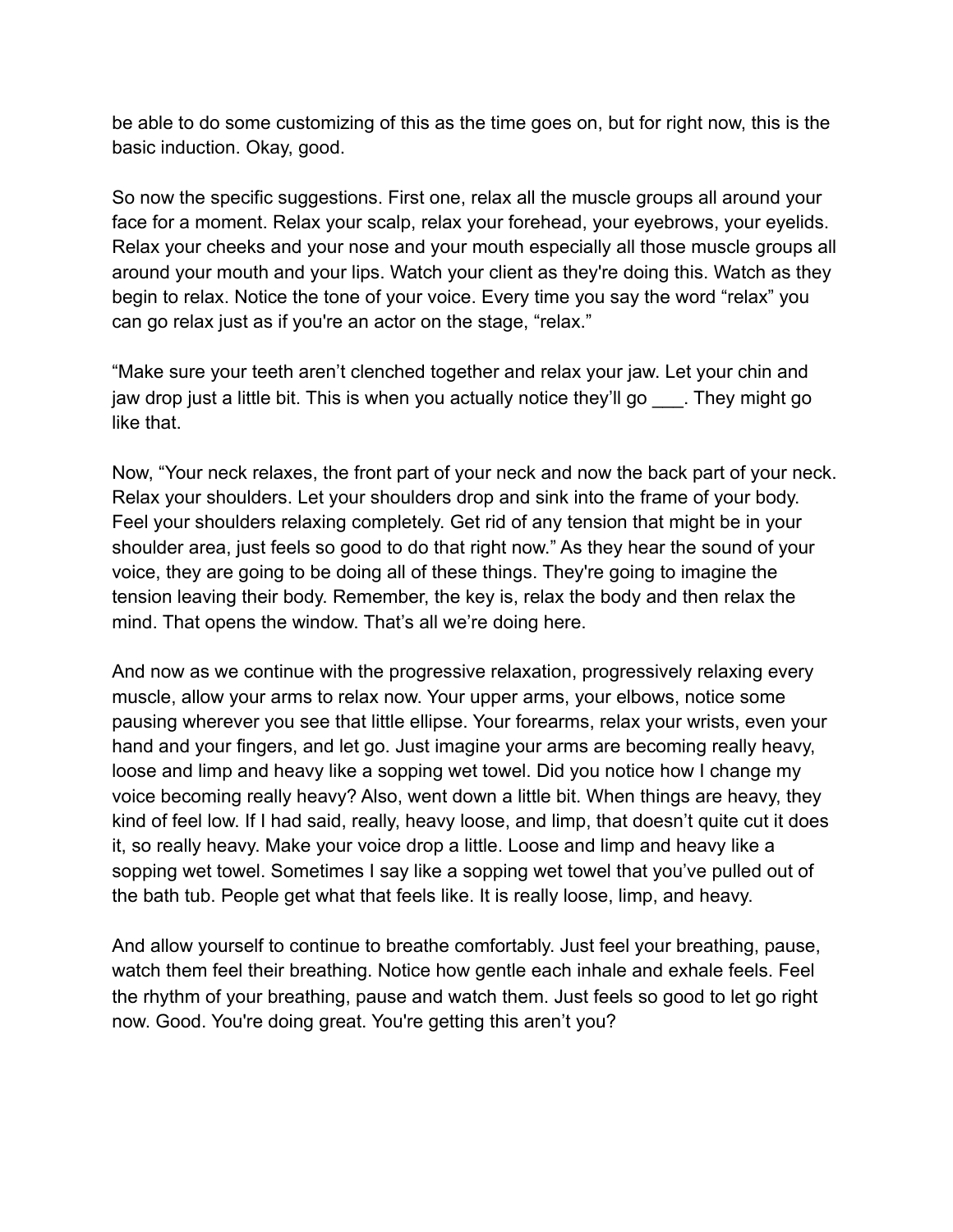be able to do some customizing of this as the time goes on, but for right now, this is the basic induction. Okay, good.

So now the specific suggestions. First one, relax all the muscle groups all around your face for a moment. Relax your scalp, relax your forehead, your eyebrows, your eyelids. Relax your cheeks and your nose and your mouth especially all those muscle groups all around your mouth and your lips. Watch your client as they're doing this. Watch as they begin to relax. Notice the tone of your voice. Every time you say the word "relax" you can go relax just as if you're an actor on the stage, "relax."

"Make sure your teeth aren't clenched together and relax your jaw. Let your chin and jaw drop just a little bit. This is when you actually notice they'll go ___. They might go like that.

Now, "Your neck relaxes, the front part of your neck and now the back part of your neck. Relax your shoulders. Let your shoulders drop and sink into the frame of your body. Feel your shoulders relaxing completely. Get rid of any tension that might be in your shoulder area, just feels so good to do that right now." As they hear the sound of your voice, they are going to be doing all of these things. They're going to imagine the tension leaving their body. Remember, the key is, relax the body and then relax the mind. That opens the window. That's all we're doing here.

And now as we continue with the progressive relaxation, progressively relaxing every muscle, allow your arms to relax now. Your upper arms, your elbows, notice some pausing wherever you see that little ellipse. Your forearms, relax your wrists, even your hand and your fingers, and let go. Just imagine your arms are becoming really heavy, loose and limp and heavy like a sopping wet towel. Did you notice how I change my voice becoming really heavy? Also, went down a little bit. When things are heavy, they kind of feel low. If I had said, really, heavy loose, and limp, that doesn't quite cut it does it, so really heavy. Make your voice drop a little. Loose and limp and heavy like a sopping wet towel. Sometimes I say like a sopping wet towel that you've pulled out of the bath tub. People get what that feels like. It is really loose, limp, and heavy.

And allow yourself to continue to breathe comfortably. Just feel your breathing, pause, watch them feel their breathing. Notice how gentle each inhale and exhale feels. Feel the rhythm of your breathing, pause and watch them. Just feels so good to let go right now. Good. You're doing great. You're getting this aren't you?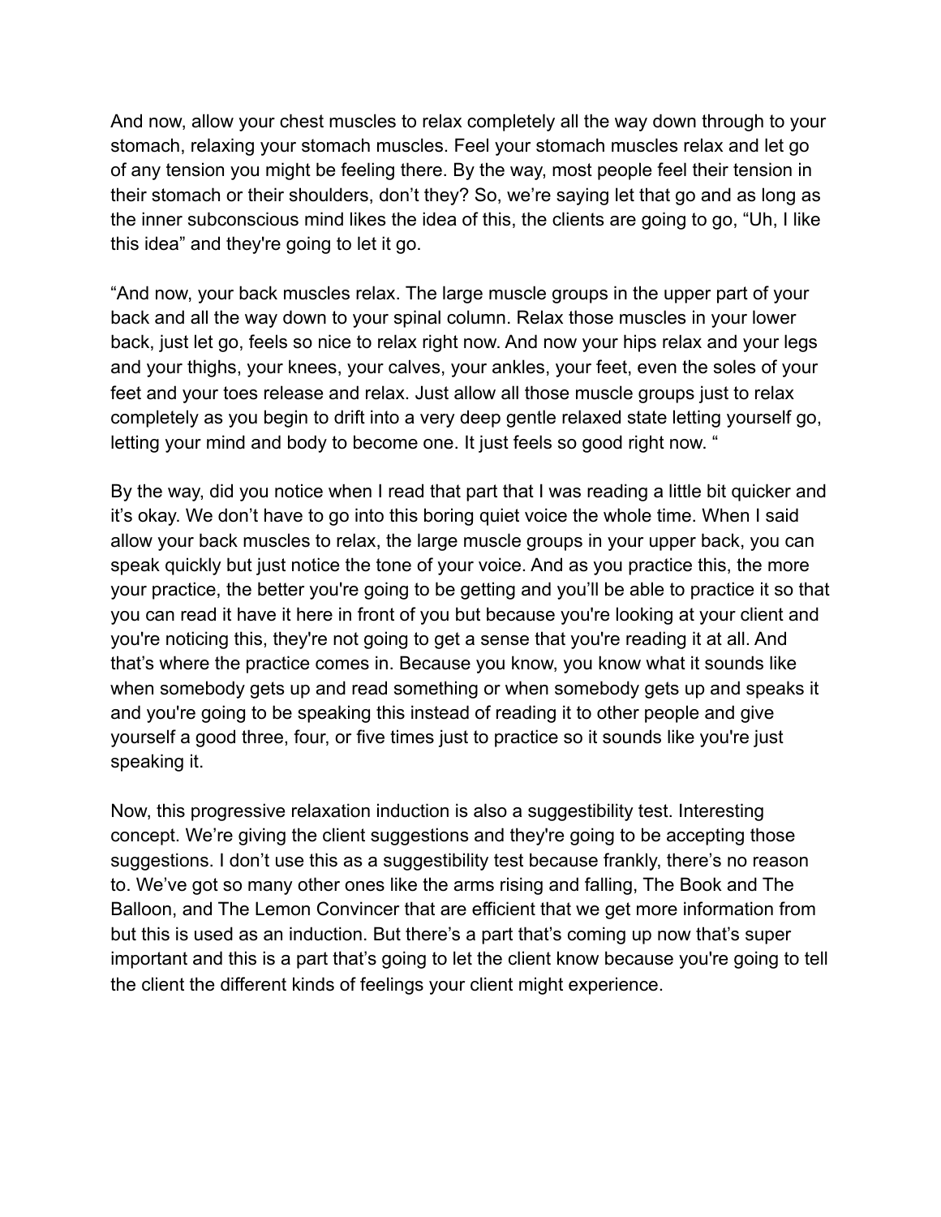And now, allow your chest muscles to relax completely all the way down through to your stomach, relaxing your stomach muscles. Feel your stomach muscles relax and let go of any tension you might be feeling there. By the way, most people feel their tension in their stomach or their shoulders, don't they? So, we're saying let that go and as long as the inner subconscious mind likes the idea of this, the clients are going to go, "Uh, I like this idea" and they're going to let it go.

"And now, your back muscles relax. The large muscle groups in the upper part of your back and all the way down to your spinal column. Relax those muscles in your lower back, just let go, feels so nice to relax right now. And now your hips relax and your legs and your thighs, your knees, your calves, your ankles, your feet, even the soles of your feet and your toes release and relax. Just allow all those muscle groups just to relax completely as you begin to drift into a very deep gentle relaxed state letting yourself go, letting your mind and body to become one. It just feels so good right now. "

By the way, did you notice when I read that part that I was reading a little bit quicker and it's okay. We don't have to go into this boring quiet voice the whole time. When I said allow your back muscles to relax, the large muscle groups in your upper back, you can speak quickly but just notice the tone of your voice. And as you practice this, the more your practice, the better you're going to be getting and you'll be able to practice it so that you can read it have it here in front of you but because you're looking at your client and you're noticing this, they're not going to get a sense that you're reading it at all. And that's where the practice comes in. Because you know, you know what it sounds like when somebody gets up and read something or when somebody gets up and speaks it and you're going to be speaking this instead of reading it to other people and give yourself a good three, four, or five times just to practice so it sounds like you're just speaking it.

Now, this progressive relaxation induction is also a suggestibility test. Interesting concept. We're giving the client suggestions and they're going to be accepting those suggestions. I don't use this as a suggestibility test because frankly, there's no reason to. We've got so many other ones like the arms rising and falling, The Book and The Balloon, and The Lemon Convincer that are efficient that we get more information from but this is used as an induction. But there's a part that's coming up now that's super important and this is a part that's going to let the client know because you're going to tell the client the different kinds of feelings your client might experience.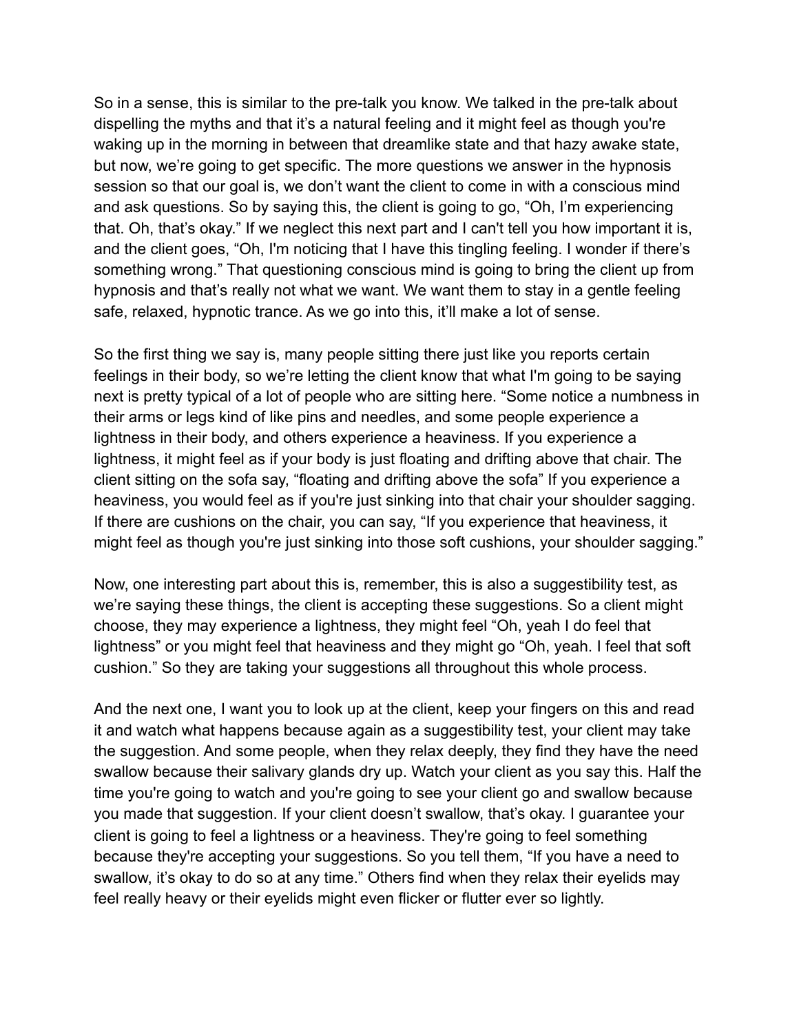So in a sense, this is similar to the pre-talk you know. We talked in the pre-talk about dispelling the myths and that it's a natural feeling and it might feel as though you're waking up in the morning in between that dreamlike state and that hazy awake state, but now, we're going to get specific. The more questions we answer in the hypnosis session so that our goal is, we don't want the client to come in with a conscious mind and ask questions. So by saying this, the client is going to go, "Oh, I'm experiencing that. Oh, that's okay." If we neglect this next part and I can't tell you how important it is, and the client goes, "Oh, I'm noticing that I have this tingling feeling. I wonder if there's something wrong." That questioning conscious mind is going to bring the client up from hypnosis and that's really not what we want. We want them to stay in a gentle feeling safe, relaxed, hypnotic trance. As we go into this, it'll make a lot of sense.

So the first thing we say is, many people sitting there just like you reports certain feelings in their body, so we're letting the client know that what I'm going to be saying next is pretty typical of a lot of people who are sitting here. "Some notice a numbness in their arms or legs kind of like pins and needles, and some people experience a lightness in their body, and others experience a heaviness. If you experience a lightness, it might feel as if your body is just floating and drifting above that chair. The client sitting on the sofa say, "floating and drifting above the sofa" If you experience a heaviness, you would feel as if you're just sinking into that chair your shoulder sagging. If there are cushions on the chair, you can say, "If you experience that heaviness, it might feel as though you're just sinking into those soft cushions, your shoulder sagging."

Now, one interesting part about this is, remember, this is also a suggestibility test, as we're saying these things, the client is accepting these suggestions. So a client might choose, they may experience a lightness, they might feel "Oh, yeah I do feel that lightness" or you might feel that heaviness and they might go "Oh, yeah. I feel that soft cushion." So they are taking your suggestions all throughout this whole process.

And the next one, I want you to look up at the client, keep your fingers on this and read it and watch what happens because again as a suggestibility test, your client may take the suggestion. And some people, when they relax deeply, they find they have the need swallow because their salivary glands dry up. Watch your client as you say this. Half the time you're going to watch and you're going to see your client go and swallow because you made that suggestion. If your client doesn't swallow, that's okay. I guarantee your client is going to feel a lightness or a heaviness. They're going to feel something because they're accepting your suggestions. So you tell them, "If you have a need to swallow, it's okay to do so at any time." Others find when they relax their eyelids may feel really heavy or their eyelids might even flicker or flutter ever so lightly.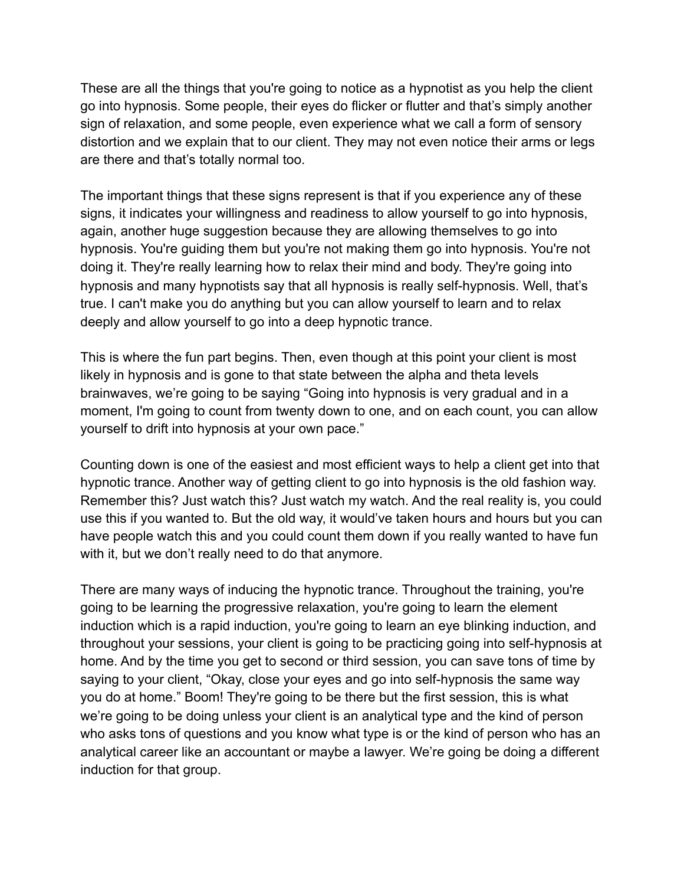These are all the things that you're going to notice as a hypnotist as you help the client go into hypnosis. Some people, their eyes do flicker or flutter and that's simply another sign of relaxation, and some people, even experience what we call a form of sensory distortion and we explain that to our client. They may not even notice their arms or legs are there and that's totally normal too.

The important things that these signs represent is that if you experience any of these signs, it indicates your willingness and readiness to allow yourself to go into hypnosis, again, another huge suggestion because they are allowing themselves to go into hypnosis. You're guiding them but you're not making them go into hypnosis. You're not doing it. They're really learning how to relax their mind and body. They're going into hypnosis and many hypnotists say that all hypnosis is really self-hypnosis. Well, that's true. I can't make you do anything but you can allow yourself to learn and to relax deeply and allow yourself to go into a deep hypnotic trance.

This is where the fun part begins. Then, even though at this point your client is most likely in hypnosis and is gone to that state between the alpha and theta levels brainwaves, we're going to be saying "Going into hypnosis is very gradual and in a moment, I'm going to count from twenty down to one, and on each count, you can allow yourself to drift into hypnosis at your own pace."

Counting down is one of the easiest and most efficient ways to help a client get into that hypnotic trance. Another way of getting client to go into hypnosis is the old fashion way. Remember this? Just watch this? Just watch my watch. And the real reality is, you could use this if you wanted to. But the old way, it would've taken hours and hours but you can have people watch this and you could count them down if you really wanted to have fun with it, but we don't really need to do that anymore.

There are many ways of inducing the hypnotic trance. Throughout the training, you're going to be learning the progressive relaxation, you're going to learn the element induction which is a rapid induction, you're going to learn an eye blinking induction, and throughout your sessions, your client is going to be practicing going into self-hypnosis at home. And by the time you get to second or third session, you can save tons of time by saying to your client, "Okay, close your eyes and go into self-hypnosis the same way you do at home." Boom! They're going to be there but the first session, this is what we're going to be doing unless your client is an analytical type and the kind of person who asks tons of questions and you know what type is or the kind of person who has an analytical career like an accountant or maybe a lawyer. We're going be doing a different induction for that group.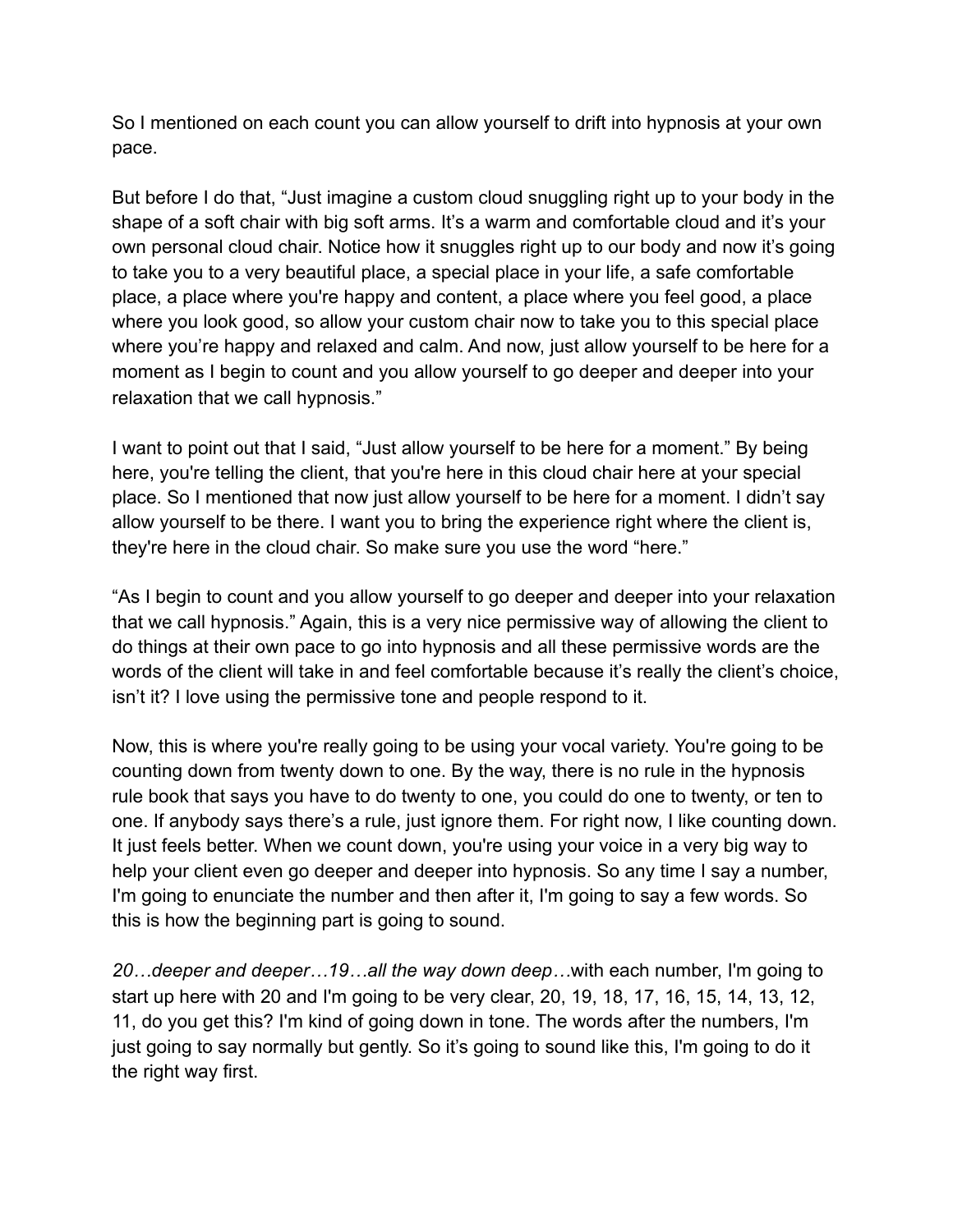So I mentioned on each count you can allow yourself to drift into hypnosis at your own pace.

But before I do that, "Just imagine a custom cloud snuggling right up to your body in the shape of a soft chair with big soft arms. It's a warm and comfortable cloud and it's your own personal cloud chair. Notice how it snuggles right up to our body and now it's going to take you to a very beautiful place, a special place in your life, a safe comfortable place, a place where you're happy and content, a place where you feel good, a place where you look good, so allow your custom chair now to take you to this special place where you're happy and relaxed and calm. And now, just allow yourself to be here for a moment as I begin to count and you allow yourself to go deeper and deeper into your relaxation that we call hypnosis."

I want to point out that I said, "Just allow yourself to be here for a moment." By being here, you're telling the client, that you're here in this cloud chair here at your special place. So I mentioned that now just allow yourself to be here for a moment. I didn't say allow yourself to be there. I want you to bring the experience right where the client is, they're here in the cloud chair. So make sure you use the word "here."

"As I begin to count and you allow yourself to go deeper and deeper into your relaxation that we call hypnosis." Again, this is a very nice permissive way of allowing the client to do things at their own pace to go into hypnosis and all these permissive words are the words of the client will take in and feel comfortable because it's really the client's choice, isn't it? I love using the permissive tone and people respond to it.

Now, this is where you're really going to be using your vocal variety. You're going to be counting down from twenty down to one. By the way, there is no rule in the hypnosis rule book that says you have to do twenty to one, you could do one to twenty, or ten to one. If anybody says there's a rule, just ignore them. For right now, I like counting down. It just feels better. When we count down, you're using your voice in a very big way to help your client even go deeper and deeper into hypnosis. So any time I say a number, I'm going to enunciate the number and then after it, I'm going to say a few words. So this is how the beginning part is going to sound.

*20…deeper and deeper…19…all the way down deep…*with each number, I'm going to start up here with 20 and I'm going to be very clear, 20, 19, 18, 17, 16, 15, 14, 13, 12, 11, do you get this? I'm kind of going down in tone. The words after the numbers, I'm just going to say normally but gently. So it's going to sound like this, I'm going to do it the right way first.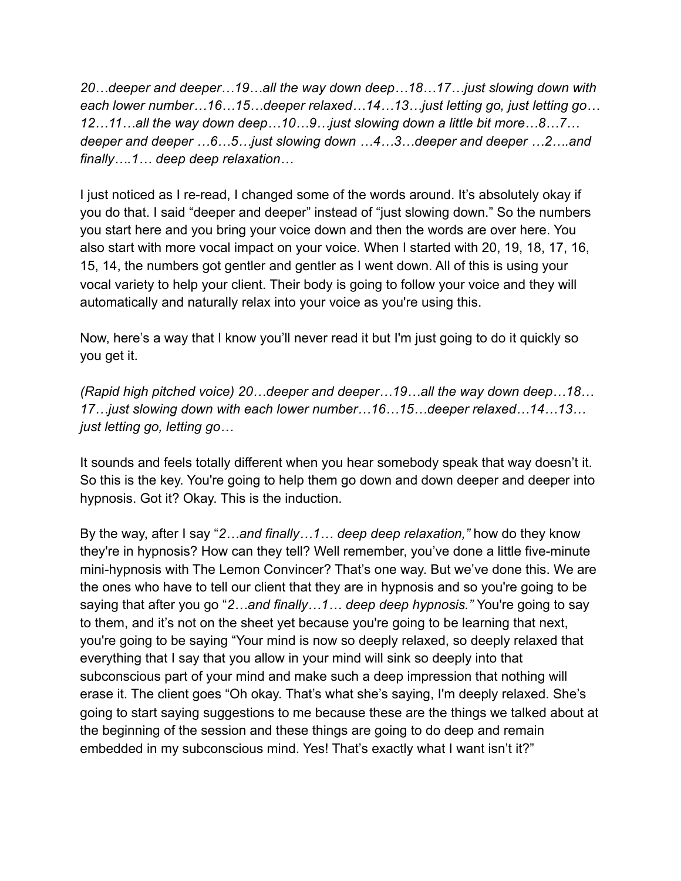*20…deeper and deeper…19…all the way down deep…18…17…just slowing down with each lower number…16…15…deeper relaxed…14…13…just letting go, just letting go… 12…11…all the way down deep…10…9…just slowing down a little bit more…8…7… deeper and deeper …6…5…just slowing down …4…3…deeper and deeper …2….and finally….1… deep deep relaxation…*

I just noticed as I re-read, I changed some of the words around. It's absolutely okay if you do that. I said "deeper and deeper" instead of "just slowing down." So the numbers you start here and you bring your voice down and then the words are over here. You also start with more vocal impact on your voice. When I started with 20, 19, 18, 17, 16, 15, 14, the numbers got gentler and gentler as I went down. All of this is using your vocal variety to help your client. Their body is going to follow your voice and they will automatically and naturally relax into your voice as you're using this.

Now, here's a way that I know you'll never read it but I'm just going to do it quickly so you get it.

*(Rapid high pitched voice) 20…deeper and deeper…19…all the way down deep…18… 17…just slowing down with each lower number…16…15…deeper relaxed…14…13… just letting go, letting go…*

It sounds and feels totally different when you hear somebody speak that way doesn't it. So this is the key. You're going to help them go down and down deeper and deeper into hypnosis. Got it? Okay. This is the induction.

By the way, after I say "*2…and finally…1… deep deep relaxation,*" how do they know they're in hypnosis? How can they tell? Well remember, you've done a little five-minute mini-hypnosis with The Lemon Convincer? That's one way. But we've done this. We are the ones who have to tell our client that they are in hypnosis and so you're going to be saying that after you go "*2…and finally…1… deep deep hypnosis.*" You're going to say to them, and it's not on the sheet yet because you're going to be learning that next, you're going to be saying "Your mind is now so deeply relaxed, so deeply relaxed that everything that I say that you allow in your mind will sink so deeply into that subconscious part of your mind and make such a deep impression that nothing will erase it. The client goes "Oh okay. That's what she's saying, I'm deeply relaxed. She's going to start saying suggestions to me because these are the things we talked about at the beginning of the session and these things are going to do deep and remain embedded in my subconscious mind. Yes! That's exactly what I want isn't it?"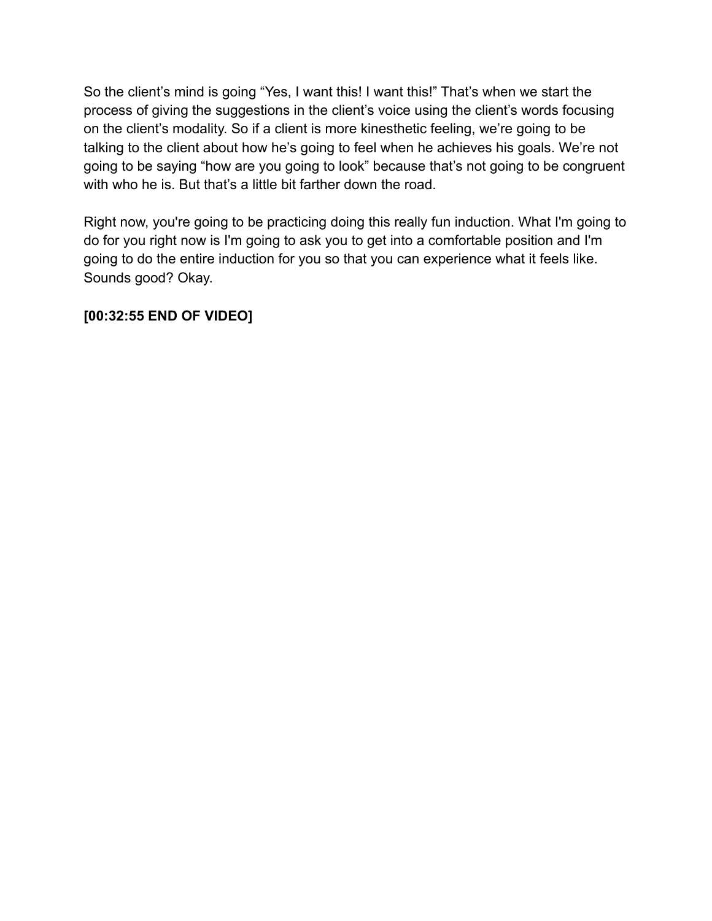So the client's mind is going "Yes, I want this! I want this!" That's when we start the process of giving the suggestions in the client's voice using the client's words focusing on the client's modality. So if a client is more kinesthetic feeling, we're going to be talking to the client about how he's going to feel when he achieves his goals. We're not going to be saying "how are you going to look" because that's not going to be congruent with who he is. But that's a little bit farther down the road.

Right now, you're going to be practicing doing this really fun induction. What I'm going to do for you right now is I'm going to ask you to get into a comfortable position and I'm going to do the entire induction for you so that you can experience what it feels like. Sounds good? Okay.

**[00:32:55 END OF VIDEO]**